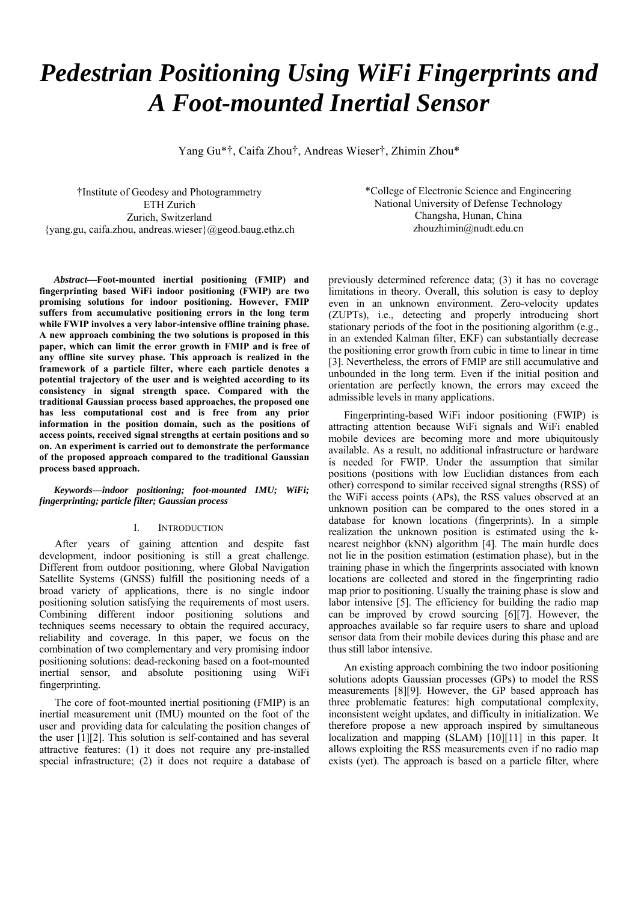# *Pedestrian Positioning Using WiFi Fingerprints and A Foot-mounted Inertial Sensor*

Yang Gu*†, Caifa Zhou†, Andreas Wieser†, Zhimin Zhou*

†Institute of Geodesy and Photogrammetry
ETH Zurich
Zurich, Switzerland
{yang.gu, caifa.zhou, andreas.wieser}@geod.baug.ethz.ch

*College of Electronic Science and Engineering
National University of Defense Technology
Changsha, Hunan, China
zhouzhimin@nudt.edu.cn

***Abstract*—Foot-mounted inertial positioning (FMIP) and fingerprinting based WiFi indoor positioning (FWIP) are two promising solutions for indoor positioning. However, FMIP suffers from accumulative positioning errors in the long term while FWIP involves a very labor-intensive offline training phase. A new approach combining the two solutions is proposed in this paper, which can limit the error growth in FMIP and is free of any offline site survey phase. This approach is realized in the framework of a particle filter, where each particle denotes a potential trajectory of the user and is weighted according to its consistency in signal strength space. Compared with the traditional Gaussian process based approaches, the proposed one has less computational cost and is free from any prior information in the position domain, such as the positions of access points, received signal strengths at certain positions and so on. An experiment is carried out to demonstrate the performance of the proposed approach compared to the traditional Gaussian process based approach.**

***Keywords—indoor positioning; foot-mounted IMU; WiFi; fingerprinting; particle filter; Gaussian process***

## I. Introduction

After years of gaining attention and despite fast development, indoor positioning is still a great challenge. Different from outdoor positioning, where Global Navigation Satellite Systems (GNSS) fulfill the positioning needs of a broad variety of applications, there is no single indoor positioning solution satisfying the requirements of most users. Combining different indoor positioning solutions and techniques seems necessary to obtain the required accuracy, reliability and coverage. In this paper, we focus on the combination of two complementary and very promising indoor positioning solutions: dead-reckoning based on a foot-mounted inertial sensor, and absolute positioning using WiFi fingerprinting.

The core of foot-mounted inertial positioning (FMIP) is an inertial measurement unit (IMU) mounted on the foot of the user and providing data for calculating the position changes of the user [1][2]. This solution is self-contained and has several attractive features: (1) it does not require any pre-installed special infrastructure; (2) it does not require a database of previously determined reference data; (3) it has no coverage limitations in theory. Overall, this solution is easy to deploy even in an unknown environment. Zero-velocity updates (ZUPTs), i.e., detecting and properly introducing short stationary periods of the foot in the positioning algorithm (e.g., in an extended Kalman filter, EKF) can substantially decrease the positioning error growth from cubic in time to linear in time [3]. Nevertheless, the errors of FMIP are still accumulative and unbounded in the long term. Even if the initial position and orientation are perfectly known, the errors may exceed the admissible levels in many applications.

Fingerprinting-based WiFi indoor positioning (FWIP) is attracting attention because WiFi signals and WiFi enabled mobile devices are becoming more and more ubiquitously available. As a result, no additional infrastructure or hardware is needed for FWIP. Under the assumption that similar positions (positions with low Euclidian distances from each other) correspond to similar received signal strengths (RSS) of the WiFi access points (APs), the RSS values observed at an unknown position can be compared to the ones stored in a database for known locations (fingerprints). In a simple realization the unknown position is estimated using the k-nearest neighbor (kNN) algorithm [4]. The main hurdle does not lie in the position estimation (estimation phase), but in the training phase in which the fingerprints associated with known locations are collected and stored in the fingerprinting radio map prior to positioning. Usually the training phase is slow and labor intensive [5]. The efficiency for building the radio map can be improved by crowd sourcing [6][7]. However, the approaches available so far require users to share and upload sensor data from their mobile devices during this phase and are thus still labor intensive.

An existing approach combining the two indoor positioning solutions adopts Gaussian processes (GPs) to model the RSS measurements [8][9]. However, the GP based approach has three problematic features: high computational complexity, inconsistent weight updates, and difficulty in initialization. We therefore propose a new approach inspired by simultaneous localization and mapping (SLAM) [10][11] in this paper. It allows exploiting the RSS measurements even if no radio map exists (yet). The approach is based on a particle filter, where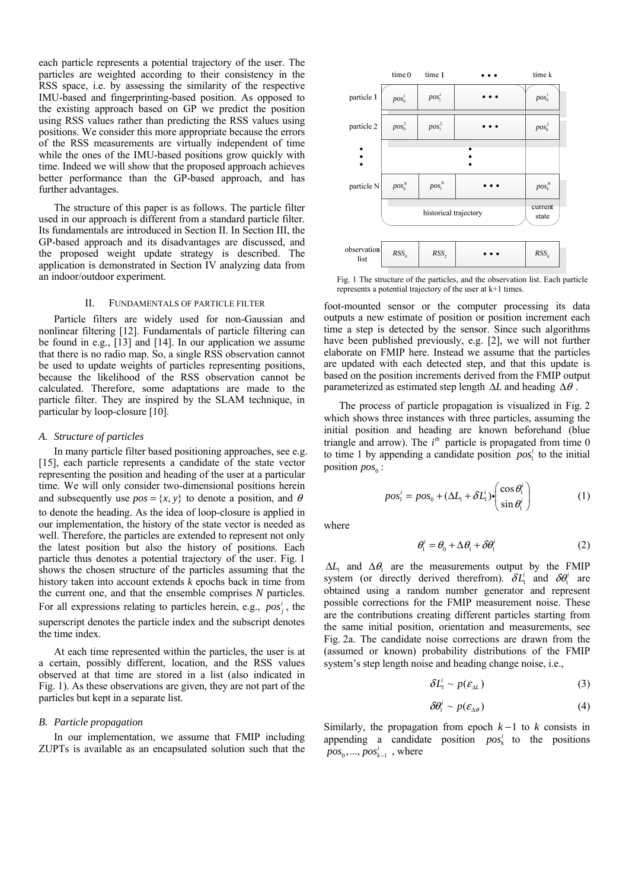each particle represents a potential trajectory of the user. The particles are weighted according to their consistency in the RSS space, i.e. by assessing the similarity of the respective IMU-based and fingerprinting-based position. As opposed to the existing approach based on GP we predict the position using RSS values rather than predicting the RSS values using positions. We consider this more appropriate because the errors of the RSS measurements are virtually independent of time while the ones of the IMU-based positions grow quickly with time. Indeed we will show that the proposed approach achieves better performance than the GP-based approach, and has further advantages.

The structure of this paper is as follows. The particle filter used in our approach is different from a standard particle filter. Its fundamentals are introduced in Section II. In Section III, the GP-based approach and its disadvantages are discussed, and the proposed weight update strategy is described. The application is demonstrated in Section IV analyzing data from an indoor/outdoor experiment.

## II. Fundamentals of Particle Filter

Particle filters are widely used for non-Gaussian and nonlinear filtering [12]. Fundamentals of particle filtering can be found in e.g., [13] and [14]. In our application we assume that there is no radio map. So, a single RSS observation cannot be used to update weights of particles representing positions, because the likelihood of the RSS observation cannot be calculated. Therefore, some adaptations are made to the particle filter. They are inspired by the SLAM technique, in particular by loop-closure [10].

### A. Structure of particles

In many particle filter based positioning approaches, see e.g. [15], each particle represents a candidate of the state vector representing the position and heading of the user at a particular time. We will only consider two-dimensional positions herein and subsequently use $pos = \{x, y\}$ to denote a position, and $\theta$ to denote the heading. As the idea of loop-closure is applied in our implementation, the history of the state vector is needed as well. Therefore, the particles are extended to represent not only the latest position but also the history of positions. Each particle thus denotes a potential trajectory of the user. Fig. 1 shows the chosen structure of the particles assuming that the history taken into account extends *k* epochs back in time from the current one, and that the ensemble comprises *N* particles. For all expressions relating to particles herein, e.g., $pos_j^i$, the superscript denotes the particle index and the subscript denotes the time index.

At each time represented within the particles, the user is at a certain, possibly different, location, and the RSS values observed at that time are stored in a list (also indicated in Fig. 1). As these observations are given, they are not part of the particles but kept in a separate list.

| | time 0 | time 1 | • • • | time k |
|---|---|---|---|---|
| particle 1 | $pos_0^1$ | $pos_1^1$ | • • • | $pos_k^1$ |
| particle 2 | $pos_0^2$ | $pos_1^2$ | • • • | $pos_k^2$ |
| ⋮ | | ⋮ | | |
| particle N | $pos_0^N$ | $pos_1^N$ | • • • | $pos_k^N$ |
| | historical trajectory | | | current state |
| observation list | $RSS_0$ | $RSS_2$ | • • • | $RSS_k$ |

Fig. 1 The structure of the particles, and the observation list. Each particle represents a potential trajectory of the user at k+1 times.

### B. Particle propagation

In our implementation, we assume that FMIP including ZUPTs is available as an encapsulated solution such that the foot-mounted sensor or the computer processing its data outputs a new estimate of position or position increment each time a step is detected by the sensor. Since such algorithms have been published previously, e.g. [2], we will not further elaborate on FMIP here. Instead we assume that the particles are updated with each detected step, and that this update is based on the position increments derived from the FMIP output parameterized as estimated step length $\Delta L$ and heading $\Delta\theta$.

The process of particle propagation is visualized in Fig. 2 which shows three instances with three particles, assuming the initial position and heading are known beforehand (blue triangle and arrow). The $i^{th}$ particle is propagated from time 0 to time 1 by appending a candidate position $pos_1^i$ to the initial position $pos_0$:

$$pos_1^i = pos_0 + (\Delta L_1 + \delta L_1^i) \bullet \begin{pmatrix} \cos\theta_1^i \\ \sin\theta_1^i \end{pmatrix} \tag{1}$$

where

$$\theta_1^i = \theta_0 + \Delta\theta_1 + \delta\theta_1^i \tag{2}$$

$\Delta L_1$ and $\Delta\theta_1$ are the measurements output by the FMIP system (or directly derived therefrom). $\delta L_1^i$ and $\delta\theta_1^i$ are obtained using a random number generator and represent possible corrections for the FMIP measurement noise. These are the contributions creating different particles starting from the same initial position, orientation and measurements, see Fig. 2a. The candidate noise corrections are drawn from the (assumed or known) probability distributions of the FMIP system's step length noise and heading change noise, i.e.,

$$\delta L_1^i \sim p(\varepsilon_{\Delta L}) \tag{3}$$

$$\delta\theta_1^i \sim p(\varepsilon_{\Delta\theta}) \tag{4}$$

Similarly, the propagation from epoch $k-1$ to $k$ consists in appending a candidate position $pos_k^i$ to the positions $pos_0, ..., pos_{k-1}^i$, where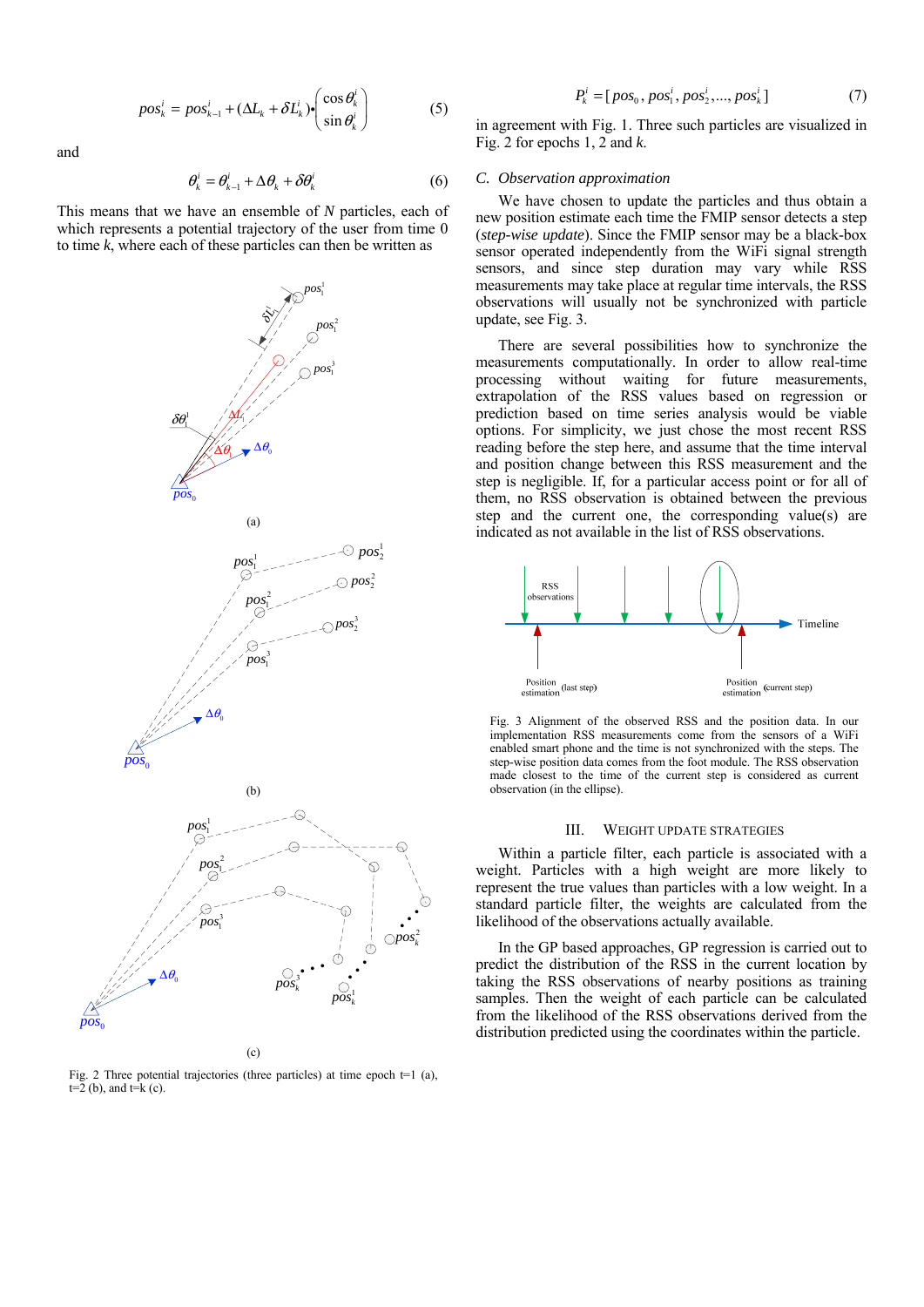$$pos_k^i = pos_{k-1}^i + (\Delta L_k + \delta L_k^i) \bullet \begin{pmatrix} \cos\theta_k^i \\ \sin\theta_k^i \end{pmatrix} \quad (5)$$

and

$$\theta_k^i = \theta_{k-1}^i + \Delta\theta_k + \delta\theta_k^i \quad (6)$$

This means that we have an ensemble of $N$ particles, each of which represents a potential trajectory of the user from time 0 to time $k$, where each of these particles can then be written as

Fig. 2 Three potential trajectories (three particles) at time epoch t=1 (a), t=2 (b), and t=k (c).

$$P_k^i = [pos_0, pos_1^i, pos_2^i, \ldots, pos_k^i] \quad (7)$$

in agreement with Fig. 1. Three such particles are visualized in Fig. 2 for epochs 1, 2 and $k$.

### C. Observation approximation

We have chosen to update the particles and thus obtain a new position estimate each time the FMIP sensor detects a step (*step-wise update*). Since the FMIP sensor may be a black-box sensor operated independently from the WiFi signal strength sensors, and since step duration may vary while RSS measurements may take place at regular time intervals, the RSS observations will usually not be synchronized with particle update, see Fig. 3.

There are several possibilities how to synchronize the measurements computationally. In order to allow real-time processing without waiting for future measurements, extrapolation of the RSS values based on regression or prediction based on time series analysis would be viable options. For simplicity, we just chose the most recent RSS reading before the step here, and assume that the time interval and position change between this RSS measurement and the step is negligible. If, for a particular access point or for all of them, no RSS observation is obtained between the previous step and the current one, the corresponding value(s) are indicated as not available in the list of RSS observations.

Fig. 3 Alignment of the observed RSS and the position data. In our implementation RSS measurements come from the sensors of a WiFi enabled smart phone and the time is not synchronized with the steps. The step-wise position data comes from the foot module. The RSS observation made closest to the time of the current step is considered as current observation (in the ellipse).

## III. Weight Update Strategies

Within a particle filter, each particle is associated with a weight. Particles with a high weight are more likely to represent the true values than particles with a low weight. In a standard particle filter, the weights are calculated from the likelihood of the observations actually available.

In the GP based approaches, GP regression is carried out to predict the distribution of the RSS in the current location by taking the RSS observations of nearby positions as training samples. Then the weight of each particle can be calculated from the likelihood of the RSS observations derived from the distribution predicted using the coordinates within the particle.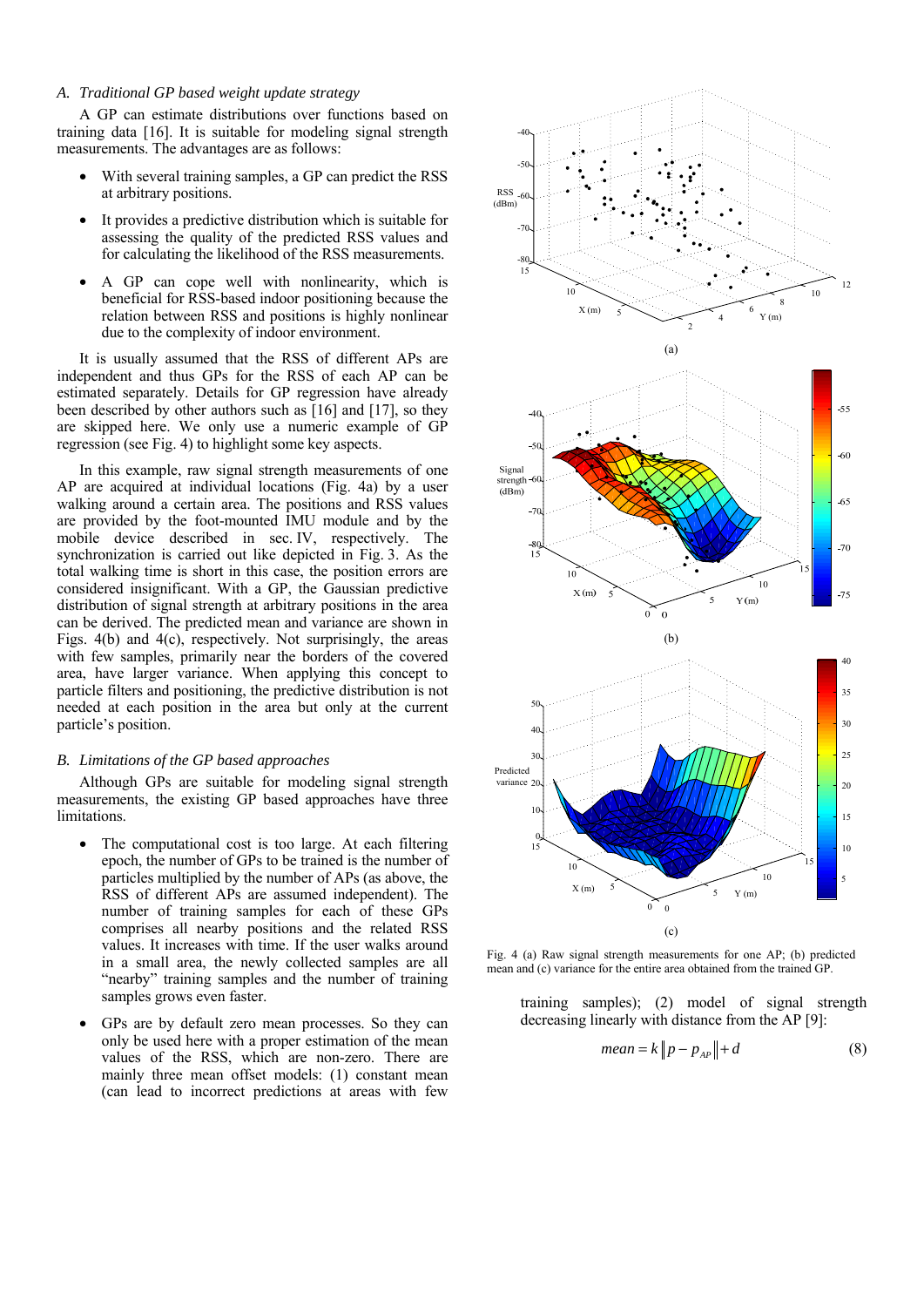### A. Traditional GP based weight update strategy

A GP can estimate distributions over functions based on training data [16]. It is suitable for modeling signal strength measurements. The advantages are as follows:

- With several training samples, a GP can predict the RSS at arbitrary positions.
- It provides a predictive distribution which is suitable for assessing the quality of the predicted RSS values and for calculating the likelihood of the RSS measurements.
- A GP can cope well with nonlinearity, which is beneficial for RSS-based indoor positioning because the relation between RSS and positions is highly nonlinear due to the complexity of indoor environment.

It is usually assumed that the RSS of different APs are independent and thus GPs for the RSS of each AP can be estimated separately. Details for GP regression have already been described by other authors such as [16] and [17], so they are skipped here. We only use a numeric example of GP regression (see Fig. 4) to highlight some key aspects.

In this example, raw signal strength measurements of one AP are acquired at individual locations (Fig. 4a) by a user walking around a certain area. The positions and RSS values are provided by the foot-mounted IMU module and by the mobile device described in sec. IV, respectively. The synchronization is carried out like depicted in Fig. 3. As the total walking time is short in this case, the position errors are considered insignificant. With a GP, the Gaussian predictive distribution of signal strength at arbitrary positions in the area can be derived. The predicted mean and variance are shown in Figs. 4(b) and 4(c), respectively. Not surprisingly, the areas with few samples, primarily near the borders of the covered area, have larger variance. When applying this concept to particle filters and positioning, the predictive distribution is not needed at each position in the area but only at the current particle's position.

Fig. 4 (a) Raw signal strength measurements for one AP; (b) predicted mean and (c) variance for the entire area obtained from the trained GP.

### B. Limitations of the GP based approaches

Although GPs are suitable for modeling signal strength measurements, the existing GP based approaches have three limitations.

- The computational cost is too large. At each filtering epoch, the number of GPs to be trained is the number of particles multiplied by the number of APs (as above, the RSS of different APs are assumed independent). The number of training samples for each of these GPs comprises all nearby positions and the related RSS values. It increases with time. If the user walks around in a small area, the newly collected samples are all "nearby" training samples and the number of training samples grows even faster.
- GPs are by default zero mean processes. So they can only be used here with a proper estimation of the mean values of the RSS, which are non-zero. There are mainly three mean offset models: (1) constant mean (can lead to incorrect predictions at areas with few training samples); (2) model of signal strength decreasing linearly with distance from the AP [9]:

$$mean = k\left\| p - p_{AP} \right\| + d \tag{8}$$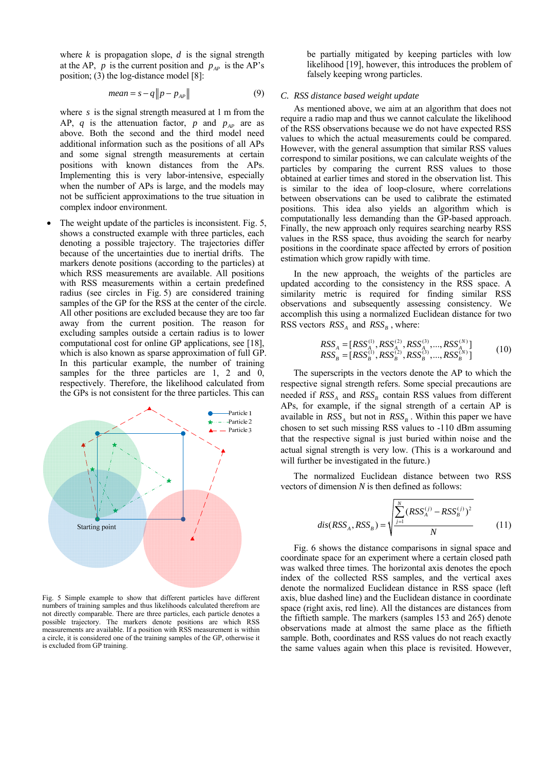where $k$ is propagation slope, $d$ is the signal strength at the AP, $p$ is the current position and $p_{AP}$ is the AP's position; (3) the log-distance model [8]:

$$mean = s - q\|p - p_{AP}\| \tag{9}$$

where $s$ is the signal strength measured at 1 m from the AP, $q$ is the attenuation factor, $p$ and $p_{AP}$ are as above. Both the second and the third model need additional information such as the positions of all APs and some signal strength measurements at certain positions with known distances from the APs. Implementing this is very labor-intensive, especially when the number of APs is large, and the models may not be sufficient approximations to the true situation in complex indoor environment.

- The weight update of the particles is inconsistent. Fig. 5, shows a constructed example with three particles, each denoting a possible trajectory. The trajectories differ because of the uncertainties due to inertial drifts. The markers denote positions (according to the particles) at which RSS measurements are available. All positions with RSS measurements within a certain predefined radius (see circles in Fig. 5) are considered training samples of the GP for the RSS at the center of the circle. All other positions are excluded because they are too far away from the current position. The reason for excluding samples outside a certain radius is to lower computational cost for online GP applications, see [18], which is also known as sparse approximation of full GP. In this particular example, the number of training samples for the three particles are 1, 2 and 0, respectively. Therefore, the likelihood calculated from the GPs is not consistent for the three particles. This can be partially mitigated by keeping particles with low likelihood [19], however, this introduces the problem of falsely keeping wrong particles.

Fig. 5 Simple example to show that different particles have different numbers of training samples and thus likelihoods calculated therefrom are not directly comparable. There are three particles, each particle denotes a possible trajectory. The markers denote positions are which RSS measurements are available. If a position with RSS measurement is within a circle, it is considered one of the training samples of the GP, otherwise it is excluded from GP training.

### C. RSS distance based weight update

As mentioned above, we aim at an algorithm that does not require a radio map and thus we cannot calculate the likelihood of the RSS observations because we do not have expected RSS values to which the actual measurements could be compared. However, with the general assumption that similar RSS values correspond to similar positions, we can calculate weights of the particles by comparing the current RSS values to those obtained at earlier times and stored in the observation list. This is similar to the idea of loop-closure, where correlations between observations can be used to calibrate the estimated positions. This idea also yields an algorithm which is computationally less demanding than the GP-based approach. Finally, the new approach only requires searching nearby RSS values in the RSS space, thus avoiding the search for nearby positions in the coordinate space affected by errors of position estimation which grow rapidly with time.

In the new approach, the weights of the particles are updated according to the consistency in the RSS space. A similarity metric is required for finding similar RSS observations and subsequently assessing consistency. We accomplish this using a normalized Euclidean distance for two RSS vectors $RSS_A$ and $RSS_B$, where:

$$\begin{aligned} RSS_A &= [RSS_A^{(1)}, RSS_A^{(2)}, RSS_A^{(3)}, \ldots, RSS_A^{(N)}] \\ RSS_B &= [RSS_B^{(1)}, RSS_B^{(2)}, RSS_B^{(3)}, \ldots, RSS_B^{(N)}] \end{aligned} \tag{10}$$

The superscripts in the vectors denote the AP to which the respective signal strength refers. Some special precautions are needed if $RSS_A$ and $RSS_B$ contain RSS values from different APs, for example, if the signal strength of a certain AP is available in $RSS_A$ but not in $RSS_B$. Within this paper we have chosen to set such missing RSS values to -110 dBm assuming that the respective signal is just buried within noise and the actual signal strength is very low. (This is a workaround and will further be investigated in the future.)

The normalized Euclidean distance between two RSS vectors of dimension $N$ is then defined as follows:

$$dis(RSS_A, RSS_B) = \sqrt{\frac{\sum_{j=1}^{N}(RSS_A^{(j)} - RSS_B^{(j)})^2}{N}} \tag{11}$$

Fig. 6 shows the distance comparisons in signal space and coordinate space for an experiment where a certain closed path was walked three times. The horizontal axis denotes the epoch index of the RSS samples, and the vertical axes denote the normalized Euclidean distance in RSS space (left axis, blue dashed line) and the Euclidean distance in coordinate space (right axis, red line). All the distances are distances from the fiftieth sample. The markers (samples 153 and 265) denote observations made at almost the same place as the fiftieth sample. Both, coordinates and RSS values do not reach exactly the same values again when this place is revisited. However,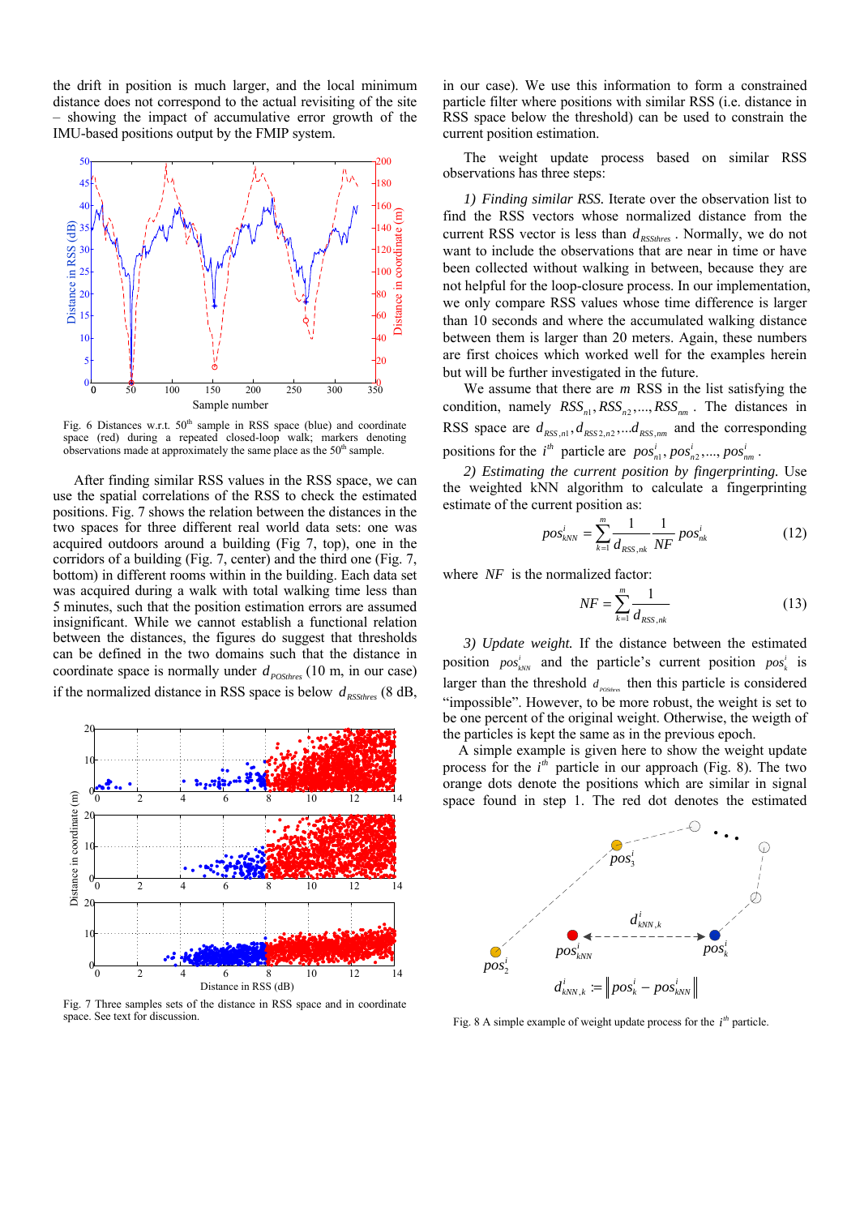the drift in position is much larger, and the local minimum distance does not correspond to the actual revisiting of the site – showing the impact of accumulative error growth of the IMU-based positions output by the FMIP system.

Fig. 6 Distances w.r.t. 50[th] sample in RSS space (blue) and coordinate space (red) during a repeated closed-loop walk; markers denoting observations made at approximately the same place as the 50[th] sample.

After finding similar RSS values in the RSS space, we can use the spatial correlations of the RSS to check the estimated positions. Fig. 7 shows the relation between the distances in the two spaces for three different real world data sets: one was acquired outdoors around a building (Fig 7, top), one in the corridors of a building (Fig. 7, center) and the third one (Fig. 7, bottom) in different rooms within in the building. Each data set was acquired during a walk with total walking time less than 5 minutes, such that the position estimation errors are assumed insignificant. While we cannot establish a functional relation between the distances, the figures do suggest that thresholds can be defined in the two domains such that the distance in coordinate space is normally under $d_{POSthres}$ (10 m, in our case) if the normalized distance in RSS space is below $d_{RSSthres}$ (8 dB,

Fig. 7 Three samples sets of the distance in RSS space and in coordinate space. See text for discussion.

in our case). We use this information to form a constrained particle filter where positions with similar RSS (i.e. distance in RSS space below the threshold) can be used to constrain the current position estimation.

The weight update process based on similar RSS observations has three steps:

*1) Finding similar RSS.* Iterate over the observation list to find the RSS vectors whose normalized distance from the current RSS vector is less than $d_{RSSthres}$. Normally, we do not want to include the observations that are near in time or have been collected without walking in between, because they are not helpful for the loop-closure process. In our implementation, we only compare RSS values whose time difference is larger than 10 seconds and where the accumulated walking distance between them is larger than 20 meters. Again, these numbers are first choices which worked well for the examples herein but will be further investigated in the future.

We assume that there are $m$ RSS in the list satisfying the condition, namely $RSS_{n1}, RSS_{n2}, ..., RSS_{nm}$. The distances in RSS space are $d_{RSS,n1}, d_{RSS2,n2}, ...d_{RSS,nm}$ and the corresponding positions for the $i^{th}$ particle are $pos^i_{n1}, pos^i_{n2}, ..., pos^i_{nm}$.

*2) Estimating the current position by fingerprinting.* Use the weighted kNN algorithm to calculate a fingerprinting estimate of the current position as:

$$pos^i_{kNN} = \sum_{k=1}^{m} \frac{1}{d_{RSS,nk}} \frac{1}{NF} pos^i_{nk} \tag{12}$$

where $NF$ is the normalized factor:

$$NF = \sum_{k=1}^{m} \frac{1}{d_{RSS,nk}} \tag{13}$$

*3) Update weight.* If the distance between the estimated position $pos^i_{kNN}$ and the particle's current position $pos^i_k$ is larger than the threshold $d_{POSthres}$ then this particle is considered "impossible". However, to be more robust, the weight is set to be one percent of the original weight. Otherwise, the weigth of the particles is kept the same as in the previous epoch.

A simple example is given here to show the weight update process for the $i^{th}$ particle in our approach (Fig. 8). The two orange dots denote the positions which are similar in signal space found in step 1. The red dot denotes the estimated

Fig. 8 A simple example of weight update process for the $i^{th}$ particle.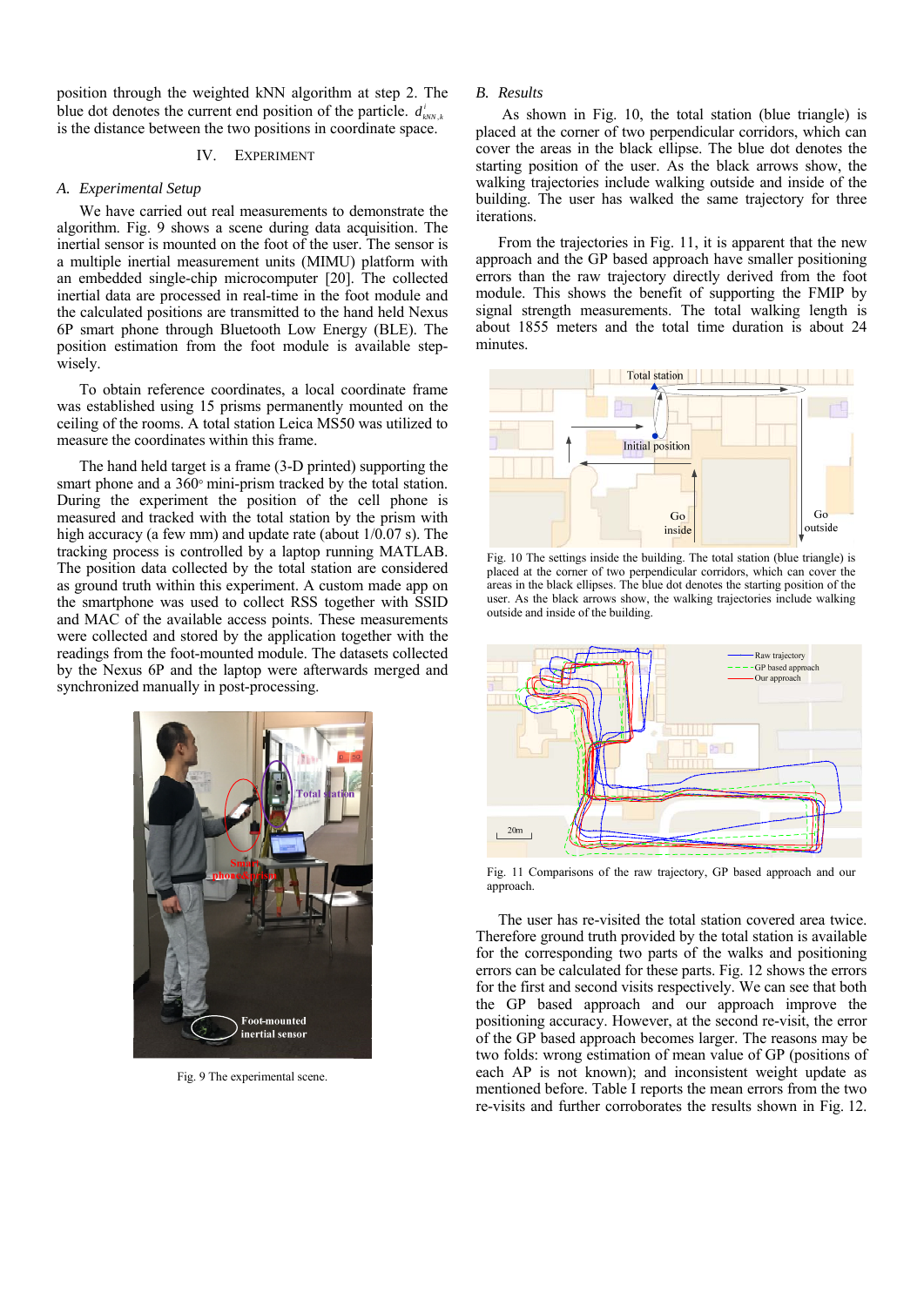position through the weighted kNN algorithm at step 2. The blue dot denotes the current end position of the particle. $d^{i}_{kNN,k}$ is the distance between the two positions in coordinate space.

## IV. Experiment

### A. Experimental Setup

We have carried out real measurements to demonstrate the algorithm. Fig. 9 shows a scene during data acquisition. The inertial sensor is mounted on the foot of the user. The sensor is a multiple inertial measurement units (MIMU) platform with an embedded single-chip microcomputer [20]. The collected inertial data are processed in real-time in the foot module and the calculated positions are transmitted to the hand held Nexus 6P smart phone through Bluetooth Low Energy (BLE). The position estimation from the foot module is available step-wisely.

To obtain reference coordinates, a local coordinate frame was established using 15 prisms permanently mounted on the ceiling of the rooms. A total station Leica MS50 was utilized to measure the coordinates within this frame.

The hand held target is a frame (3-D printed) supporting the smart phone and a 360◦ mini-prism tracked by the total station. During the experiment the position of the cell phone is measured and tracked with the total station by the prism with high accuracy (a few mm) and update rate (about 1/0.07 s). The tracking process is controlled by a laptop running MATLAB. The position data collected by the total station are considered as ground truth within this experiment. A custom made app on the smartphone was used to collect RSS together with SSID and MAC of the available access points. These measurements were collected and stored by the application together with the readings from the foot-mounted module. The datasets collected by the Nexus 6P and the laptop were afterwards merged and synchronized manually in post-processing.

Fig. 9 The experimental scene.

### B. Results

As shown in Fig. 10, the total station (blue triangle) is placed at the corner of two perpendicular corridors, which can cover the areas in the black ellipse. The blue dot denotes the starting position of the user. As the black arrows show, the walking trajectories include walking outside and inside of the building. The user has walked the same trajectory for three iterations.

From the trajectories in Fig. 11, it is apparent that the new approach and the GP based approach have smaller positioning errors than the raw trajectory directly derived from the foot module. This shows the benefit of supporting the FMIP by signal strength measurements. The total walking length is about 1855 meters and the total time duration is about 24 minutes.

Fig. 10 The settings inside the building. The total station (blue triangle) is placed at the corner of two perpendicular corridors, which can cover the areas in the black ellipses. The blue dot denotes the starting position of the user. As the black arrows show, the walking trajectories include walking outside and inside of the building.

Fig. 11 Comparisons of the raw trajectory, GP based approach and our approach.

The user has re-visited the total station covered area twice. Therefore ground truth provided by the total station is available for the corresponding two parts of the walks and positioning errors can be calculated for these parts. Fig. 12 shows the errors for the first and second visits respectively. We can see that both the GP based approach and our approach improve the positioning accuracy. However, at the second re-visit, the error of the GP based approach becomes larger. The reasons may be two folds: wrong estimation of mean value of GP (positions of each AP is not known); and inconsistent weight update as mentioned before. Table I reports the mean errors from the two re-visits and further corroborates the results shown in Fig. 12.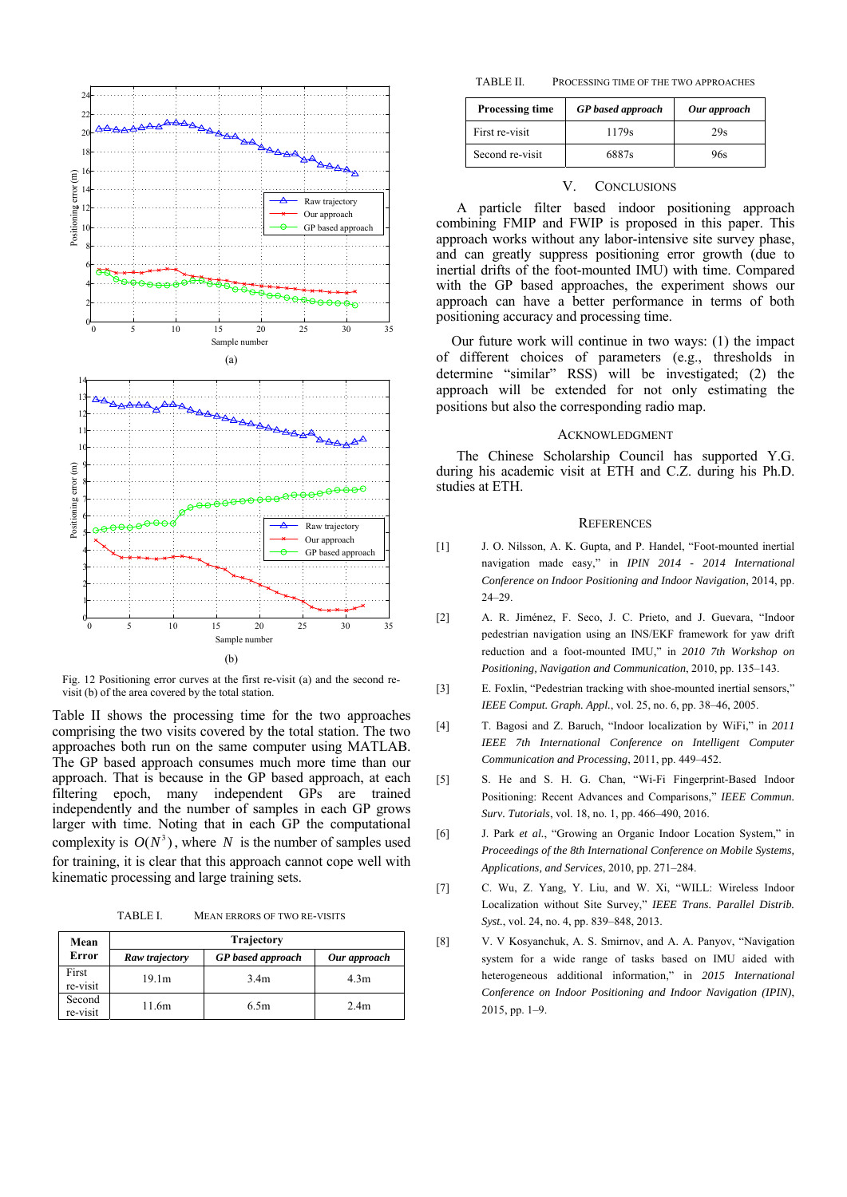Fig. 12 Positioning error curves at the first re-visit (a) and the second re-visit (b) of the area covered by the total station.

Table II shows the processing time for the two approaches comprising the two visits covered by the total station. The two approaches both run on the same computer using MATLAB. The GP based approach consumes much more time than our approach. That is because in the GP based approach, at each filtering epoch, many independent GPs are trained independently and the number of samples in each GP grows larger with time. Noting that in each GP the computational complexity is $O(N^3)$, where $N$ is the number of samples used for training, it is clear that this approach cannot cope well with kinematic processing and large training sets.

TABLE I. MEAN ERRORS OF TWO RE-VISITS

| Mean Error | Trajectory | | |
|---|---|---|---|
| | *Raw trajectory* | *GP based approach* | *Our approach* |
| First re-visit | 19.1m | 3.4m | 4.3m |
| Second re-visit | 11.6m | 6.5m | 2.4m |

TABLE II. PROCESSING TIME OF THE TWO APPROACHES

| Processing time | *GP based approach* | *Our approach* |
|---|---|---|
| First re-visit | 1179s | 29s |
| Second re-visit | 6887s | 96s |

## V. CONCLUSIONS

A particle filter based indoor positioning approach combining FMIP and FWIP is proposed in this paper. This approach works without any labor-intensive site survey phase, and can greatly suppress positioning error growth (due to inertial drifts of the foot-mounted IMU) with time. Compared with the GP based approaches, the experiment shows our approach can have a better performance in terms of both positioning accuracy and processing time.

Our future work will continue in two ways: (1) the impact of different choices of parameters (e.g., thresholds in determine "similar" RSS) will be investigated; (2) the approach will be extended for not only estimating the positions but also the corresponding radio map.

## ACKNOWLEDGMENT

The Chinese Scholarship Council has supported Y.G. during his academic visit at ETH and C.Z. during his Ph.D. studies at ETH.

## REFERENCES

[1] J. O. Nilsson, A. K. Gupta, and P. Handel, "Foot-mounted inertial navigation made easy," in *IPIN 2014 - 2014 International Conference on Indoor Positioning and Indoor Navigation*, 2014, pp. 24–29.

[2] A. R. Jiménez, F. Seco, J. C. Prieto, and J. Guevara, "Indoor pedestrian navigation using an INS/EKF framework for yaw drift reduction and a foot-mounted IMU," in *2010 7th Workshop on Positioning, Navigation and Communication*, 2010, pp. 135–143.

[3] E. Foxlin, "Pedestrian tracking with shoe-mounted inertial sensors," *IEEE Comput. Graph. Appl.*, vol. 25, no. 6, pp. 38–46, 2005.

[4] T. Bagosi and Z. Baruch, "Indoor localization by WiFi," in *2011 IEEE 7th International Conference on Intelligent Computer Communication and Processing*, 2011, pp. 449–452.

[5] S. He and S. H. G. Chan, "Wi-Fi Fingerprint-Based Indoor Positioning: Recent Advances and Comparisons," *IEEE Commun. Surv. Tutorials*, vol. 18, no. 1, pp. 466–490, 2016.

[6] J. Park *et al.*, "Growing an Organic Indoor Location System," in *Proceedings of the 8th International Conference on Mobile Systems, Applications, and Services*, 2010, pp. 271–284.

[7] C. Wu, Z. Yang, Y. Liu, and W. Xi, "WILL: Wireless Indoor Localization without Site Survey," *IEEE Trans. Parallel Distrib. Syst.*, vol. 24, no. 4, pp. 839–848, 2013.

[8] V. V Kosyanchuk, A. S. Smirnov, and A. A. Panyov, "Navigation system for a wide range of tasks based on IMU aided with heterogeneous additional information," in *2015 International Conference on Indoor Positioning and Indoor Navigation (IPIN)*, 2015, pp. 1–9.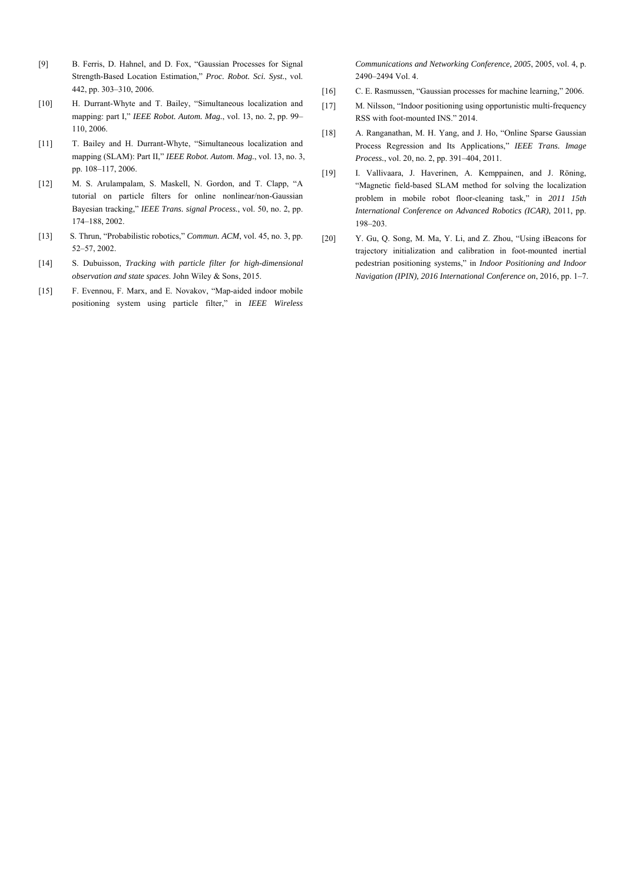[9] B. Ferris, D. Hahnel, and D. Fox, "Gaussian Processes for Signal Strength-Based Location Estimation," *Proc. Robot. Sci. Syst.*, vol. 442, pp. 303–310, 2006.

[10] H. Durrant-Whyte and T. Bailey, "Simultaneous localization and mapping: part I," *IEEE Robot. Autom. Mag.*, vol. 13, no. 2, pp. 99–110, 2006.

[11] T. Bailey and H. Durrant-Whyte, "Simultaneous localization and mapping (SLAM): Part II," *IEEE Robot. Autom. Mag.*, vol. 13, no. 3, pp. 108–117, 2006.

[12] M. S. Arulampalam, S. Maskell, N. Gordon, and T. Clapp, "A tutorial on particle filters for online nonlinear/non-Gaussian Bayesian tracking," *IEEE Trans. signal Process.*, vol. 50, no. 2, pp. 174–188, 2002.

[13] S. Thrun, "Probabilistic robotics," *Commun. ACM*, vol. 45, no. 3, pp. 52–57, 2002.

[14] S. Dubuisson, *Tracking with particle filter for high-dimensional observation and state spaces*. John Wiley & Sons, 2015.

[15] F. Evennou, F. Marx, and E. Novakov, "Map-aided indoor mobile positioning system using particle filter," in *IEEE Wireless Communications and Networking Conference, 2005*, 2005, vol. 4, p. 2490–2494 Vol. 4.

[16] C. E. Rasmussen, "Gaussian processes for machine learning," 2006.

[17] M. Nilsson, "Indoor positioning using opportunistic multi-frequency RSS with foot-mounted INS." 2014.

[18] A. Ranganathan, M. H. Yang, and J. Ho, "Online Sparse Gaussian Process Regression and Its Applications," *IEEE Trans. Image Process.*, vol. 20, no. 2, pp. 391–404, 2011.

[19] I. Vallivaara, J. Haverinen, A. Kemppainen, and J. Röning, "Magnetic field-based SLAM method for solving the localization problem in mobile robot floor-cleaning task," in *2011 15th International Conference on Advanced Robotics (ICAR)*, 2011, pp. 198–203.

[20] Y. Gu, Q. Song, M. Ma, Y. Li, and Z. Zhou, "Using iBeacons for trajectory initialization and calibration in foot-mounted inertial pedestrian positioning systems," in *Indoor Positioning and Indoor Navigation (IPIN), 2016 International Conference on*, 2016, pp. 1–7.